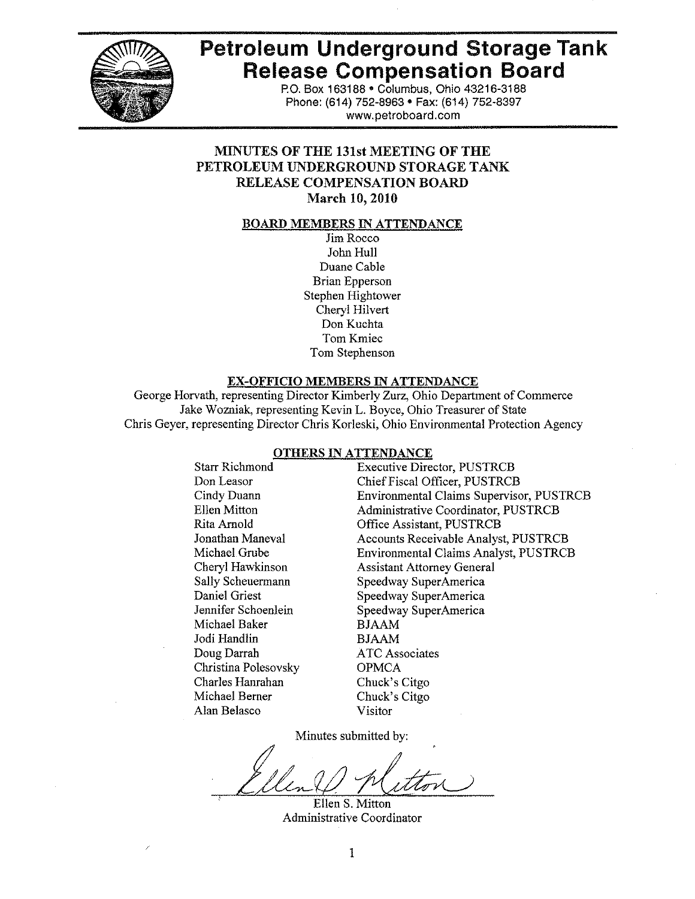# Petroleum Underground Storage Tank Release Compensation Board

P.O. Box 163188 • Columbus, Ohio 43216-3188
Phone: (614) 752-8963 • Fax: (614) 752-8397
www.petroboard.com

## MINUTES OF THE 131st MEETING OF THE PETROLEUM UNDERGROUND STORAGE TANK RELEASE COMPENSATION BOARD

**March 10, 2010**

### BOARD MEMBERS IN ATTENDANCE

Jim Rocco
John Hull
Duane Cable
Brian Epperson
Stephen Hightower
Cheryl Hilvert
Don Kuchta
Tom Kmiec
Tom Stephenson

### EX-OFFICIO MEMBERS IN ATTENDANCE

George Horvath, representing Director Kimberly Zurz, Ohio Department of Commerce
Jake Wozniak, representing Kevin L. Boyce, Ohio Treasurer of State
Chris Geyer, representing Director Chris Korleski, Ohio Environmental Protection Agency

### OTHERS IN ATTENDANCE

| | |
|---|---|
| Starr Richmond | Executive Director, PUSTRCB |
| Don Leasor | Chief Fiscal Officer, PUSTRCB |
| Cindy Duann | Environmental Claims Supervisor, PUSTRCB |
| Ellen Mitton | Administrative Coordinator, PUSTRCB |
| Rita Arnold | Office Assistant, PUSTRCB |
| Jonathan Maneval | Accounts Receivable Analyst, PUSTRCB |
| Michael Grube | Environmental Claims Analyst, PUSTRCB |
| Cheryl Hawkinson | Assistant Attorney General |
| Sally Scheuermann | Speedway SuperAmerica |
| Daniel Griest | Speedway SuperAmerica |
| Jennifer Schoenlein | Speedway SuperAmerica |
| Michael Baker | BJAAM |
| Jodi Handlin | BJAAM |
| Doug Darrah | ATC Associates |
| Christina Polesovsky | OPMCA |
| Charles Hanrahan | Chuck's Citgo |
| Michael Berner | Chuck's Citgo |
| Alan Belasco | Visitor |

Minutes submitted by:

Ellen S. Mitton
Administrative Coordinator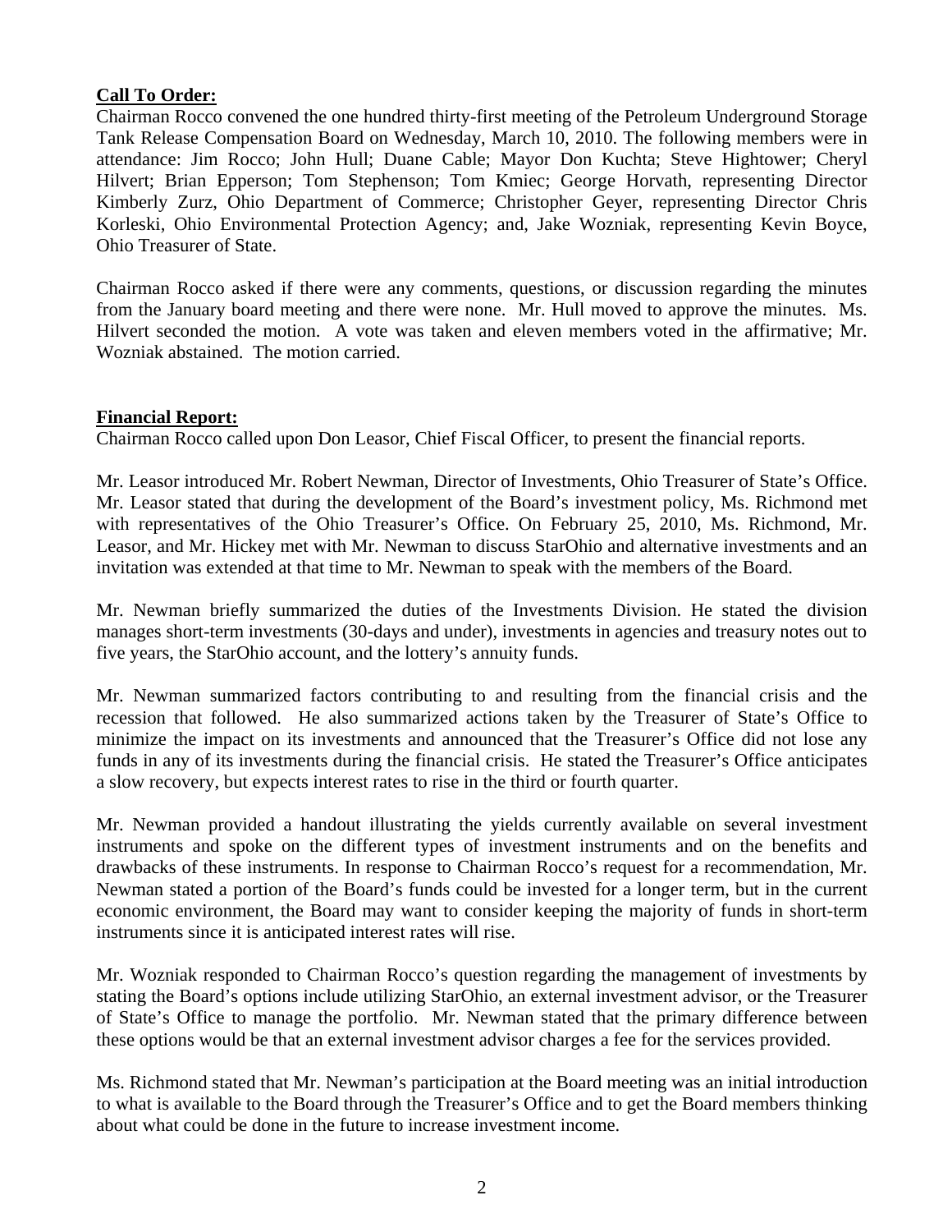**Call To Order:**

Chairman Rocco convened the one hundred thirty-first meeting of the Petroleum Underground Storage Tank Release Compensation Board on Wednesday, March 10, 2010. The following members were in attendance: Jim Rocco; John Hull; Duane Cable; Mayor Don Kuchta; Steve Hightower; Cheryl Hilvert; Brian Epperson; Tom Stephenson; Tom Kmiec; George Horvath, representing Director Kimberly Zurz, Ohio Department of Commerce; Christopher Geyer, representing Director Chris Korleski, Ohio Environmental Protection Agency; and, Jake Wozniak, representing Kevin Boyce, Ohio Treasurer of State.

Chairman Rocco asked if there were any comments, questions, or discussion regarding the minutes from the January board meeting and there were none. Mr. Hull moved to approve the minutes. Ms. Hilvert seconded the motion. A vote was taken and eleven members voted in the affirmative; Mr. Wozniak abstained. The motion carried.

**Financial Report:**

Chairman Rocco called upon Don Leasor, Chief Fiscal Officer, to present the financial reports.

Mr. Leasor introduced Mr. Robert Newman, Director of Investments, Ohio Treasurer of State's Office. Mr. Leasor stated that during the development of the Board's investment policy, Ms. Richmond met with representatives of the Ohio Treasurer's Office. On February 25, 2010, Ms. Richmond, Mr. Leasor, and Mr. Hickey met with Mr. Newman to discuss StarOhio and alternative investments and an invitation was extended at that time to Mr. Newman to speak with the members of the Board.

Mr. Newman briefly summarized the duties of the Investments Division. He stated the division manages short-term investments (30-days and under), investments in agencies and treasury notes out to five years, the StarOhio account, and the lottery's annuity funds.

Mr. Newman summarized factors contributing to and resulting from the financial crisis and the recession that followed. He also summarized actions taken by the Treasurer of State's Office to minimize the impact on its investments and announced that the Treasurer's Office did not lose any funds in any of its investments during the financial crisis. He stated the Treasurer's Office anticipates a slow recovery, but expects interest rates to rise in the third or fourth quarter.

Mr. Newman provided a handout illustrating the yields currently available on several investment instruments and spoke on the different types of investment instruments and on the benefits and drawbacks of these instruments. In response to Chairman Rocco's request for a recommendation, Mr. Newman stated a portion of the Board's funds could be invested for a longer term, but in the current economic environment, the Board may want to consider keeping the majority of funds in short-term instruments since it is anticipated interest rates will rise.

Mr. Wozniak responded to Chairman Rocco's question regarding the management of investments by stating the Board's options include utilizing StarOhio, an external investment advisor, or the Treasurer of State's Office to manage the portfolio. Mr. Newman stated that the primary difference between these options would be that an external investment advisor charges a fee for the services provided.

Ms. Richmond stated that Mr. Newman's participation at the Board meeting was an initial introduction to what is available to the Board through the Treasurer's Office and to get the Board members thinking about what could be done in the future to increase investment income.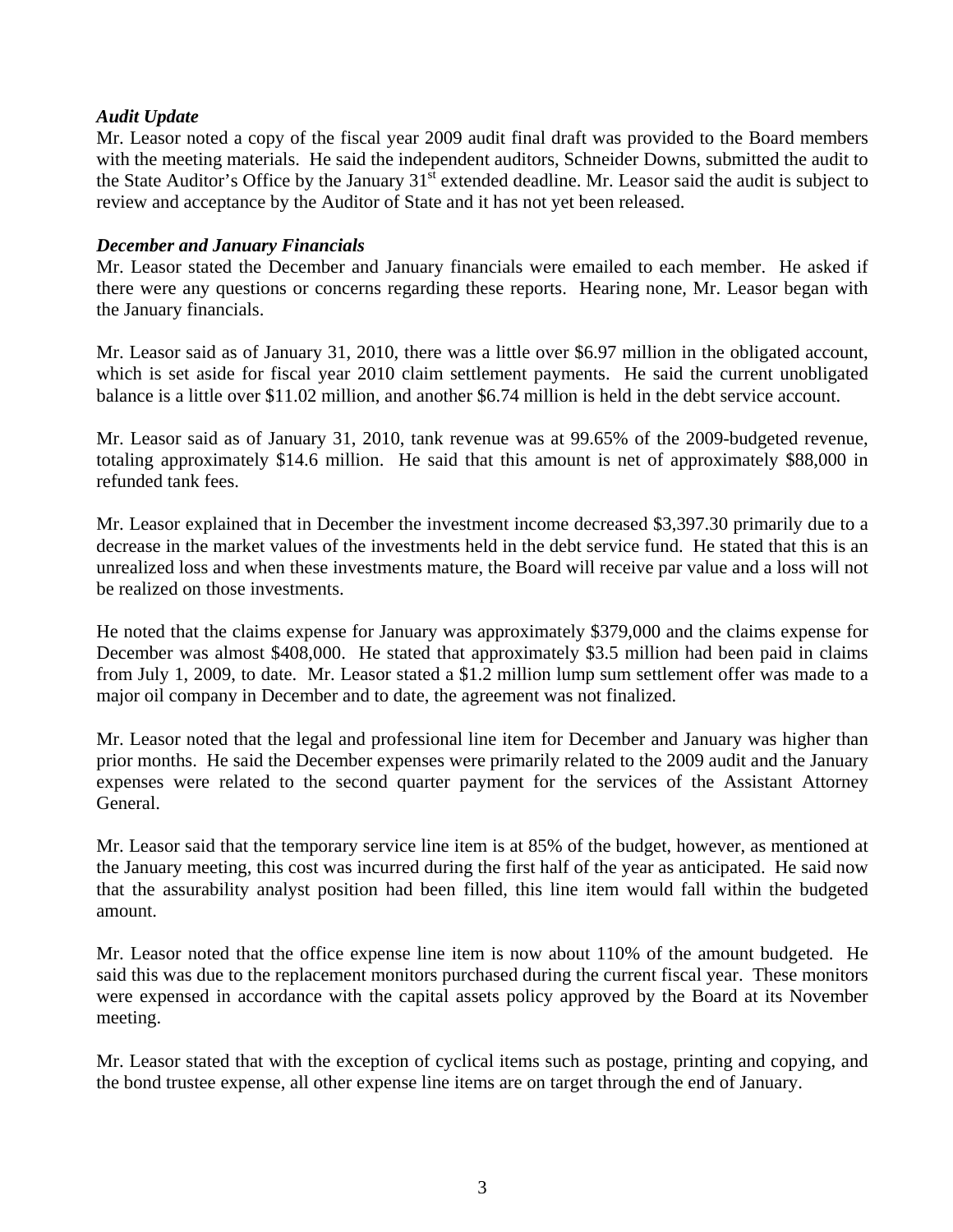***Audit Update***

Mr. Leasor noted a copy of the fiscal year 2009 audit final draft was provided to the Board members with the meeting materials. He said the independent auditors, Schneider Downs, submitted the audit to the State Auditor's Office by the January 31st extended deadline. Mr. Leasor said the audit is subject to review and acceptance by the Auditor of State and it has not yet been released.

***December and January Financials***

Mr. Leasor stated the December and January financials were emailed to each member. He asked if there were any questions or concerns regarding these reports. Hearing none, Mr. Leasor began with the January financials.

Mr. Leasor said as of January 31, 2010, there was a little over $6.97 million in the obligated account, which is set aside for fiscal year 2010 claim settlement payments. He said the current unobligated balance is a little over $11.02 million, and another $6.74 million is held in the debt service account.

Mr. Leasor said as of January 31, 2010, tank revenue was at 99.65% of the 2009-budgeted revenue, totaling approximately $14.6 million. He said that this amount is net of approximately $88,000 in refunded tank fees.

Mr. Leasor explained that in December the investment income decreased $3,397.30 primarily due to a decrease in the market values of the investments held in the debt service fund. He stated that this is an unrealized loss and when these investments mature, the Board will receive par value and a loss will not be realized on those investments.

He noted that the claims expense for January was approximately $379,000 and the claims expense for December was almost $408,000. He stated that approximately $3.5 million had been paid in claims from July 1, 2009, to date. Mr. Leasor stated a $1.2 million lump sum settlement offer was made to a major oil company in December and to date, the agreement was not finalized.

Mr. Leasor noted that the legal and professional line item for December and January was higher than prior months. He said the December expenses were primarily related to the 2009 audit and the January expenses were related to the second quarter payment for the services of the Assistant Attorney General.

Mr. Leasor said that the temporary service line item is at 85% of the budget, however, as mentioned at the January meeting, this cost was incurred during the first half of the year as anticipated. He said now that the assurability analyst position had been filled, this line item would fall within the budgeted amount.

Mr. Leasor noted that the office expense line item is now about 110% of the amount budgeted. He said this was due to the replacement monitors purchased during the current fiscal year. These monitors were expensed in accordance with the capital assets policy approved by the Board at its November meeting.

Mr. Leasor stated that with the exception of cyclical items such as postage, printing and copying, and the bond trustee expense, all other expense line items are on target through the end of January.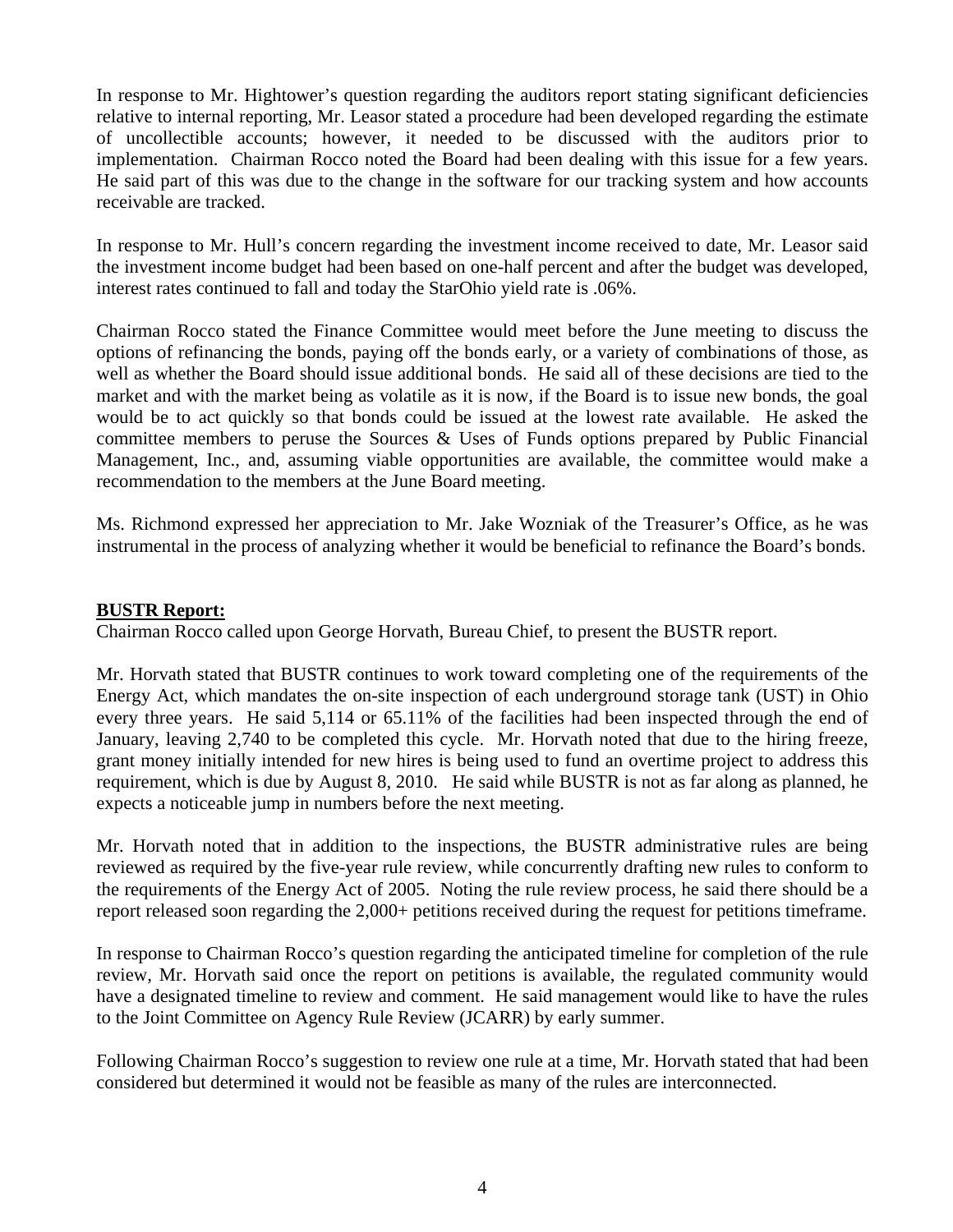In response to Mr. Hightower's question regarding the auditors report stating significant deficiencies relative to internal reporting, Mr. Leasor stated a procedure had been developed regarding the estimate of uncollectible accounts; however, it needed to be discussed with the auditors prior to implementation. Chairman Rocco noted the Board had been dealing with this issue for a few years. He said part of this was due to the change in the software for our tracking system and how accounts receivable are tracked.

In response to Mr. Hull's concern regarding the investment income received to date, Mr. Leasor said the investment income budget had been based on one-half percent and after the budget was developed, interest rates continued to fall and today the StarOhio yield rate is .06%.

Chairman Rocco stated the Finance Committee would meet before the June meeting to discuss the options of refinancing the bonds, paying off the bonds early, or a variety of combinations of those, as well as whether the Board should issue additional bonds. He said all of these decisions are tied to the market and with the market being as volatile as it is now, if the Board is to issue new bonds, the goal would be to act quickly so that bonds could be issued at the lowest rate available. He asked the committee members to peruse the Sources & Uses of Funds options prepared by Public Financial Management, Inc., and, assuming viable opportunities are available, the committee would make a recommendation to the members at the June Board meeting.

Ms. Richmond expressed her appreciation to Mr. Jake Wozniak of the Treasurer's Office, as he was instrumental in the process of analyzing whether it would be beneficial to refinance the Board's bonds.

**BUSTR Report:**

Chairman Rocco called upon George Horvath, Bureau Chief, to present the BUSTR report.

Mr. Horvath stated that BUSTR continues to work toward completing one of the requirements of the Energy Act, which mandates the on-site inspection of each underground storage tank (UST) in Ohio every three years. He said 5,114 or 65.11% of the facilities had been inspected through the end of January, leaving 2,740 to be completed this cycle. Mr. Horvath noted that due to the hiring freeze, grant money initially intended for new hires is being used to fund an overtime project to address this requirement, which is due by August 8, 2010. He said while BUSTR is not as far along as planned, he expects a noticeable jump in numbers before the next meeting.

Mr. Horvath noted that in addition to the inspections, the BUSTR administrative rules are being reviewed as required by the five-year rule review, while concurrently drafting new rules to conform to the requirements of the Energy Act of 2005. Noting the rule review process, he said there should be a report released soon regarding the 2,000+ petitions received during the request for petitions timeframe.

In response to Chairman Rocco's question regarding the anticipated timeline for completion of the rule review, Mr. Horvath said once the report on petitions is available, the regulated community would have a designated timeline to review and comment. He said management would like to have the rules to the Joint Committee on Agency Rule Review (JCARR) by early summer.

Following Chairman Rocco's suggestion to review one rule at a time, Mr. Horvath stated that had been considered but determined it would not be feasible as many of the rules are interconnected.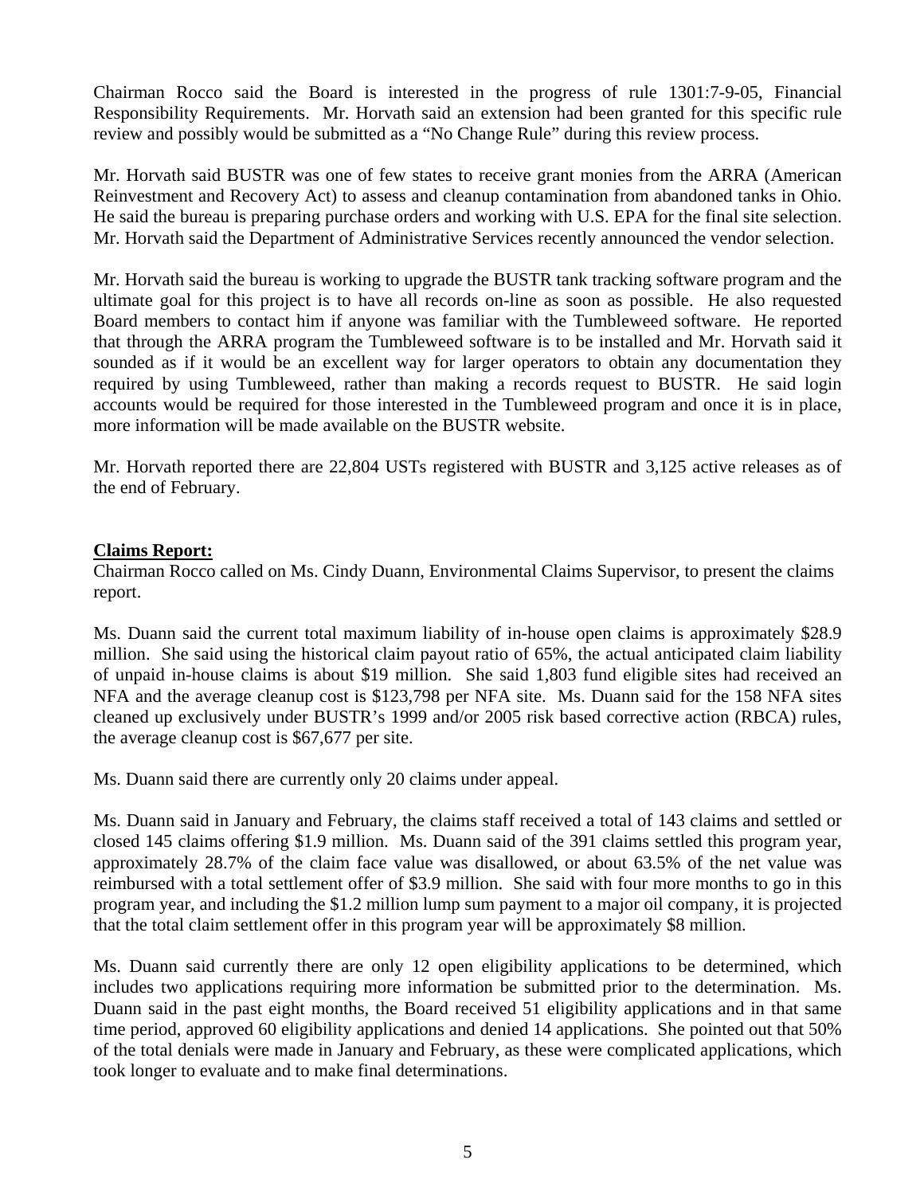Chairman Rocco said the Board is interested in the progress of rule 1301:7-9-05, Financial Responsibility Requirements. Mr. Horvath said an extension had been granted for this specific rule review and possibly would be submitted as a "No Change Rule" during this review process.

Mr. Horvath said BUSTR was one of few states to receive grant monies from the ARRA (American Reinvestment and Recovery Act) to assess and cleanup contamination from abandoned tanks in Ohio. He said the bureau is preparing purchase orders and working with U.S. EPA for the final site selection. Mr. Horvath said the Department of Administrative Services recently announced the vendor selection.

Mr. Horvath said the bureau is working to upgrade the BUSTR tank tracking software program and the ultimate goal for this project is to have all records on-line as soon as possible. He also requested Board members to contact him if anyone was familiar with the Tumbleweed software. He reported that through the ARRA program the Tumbleweed software is to be installed and Mr. Horvath said it sounded as if it would be an excellent way for larger operators to obtain any documentation they required by using Tumbleweed, rather than making a records request to BUSTR. He said login accounts would be required for those interested in the Tumbleweed program and once it is in place, more information will be made available on the BUSTR website.

Mr. Horvath reported there are 22,804 USTs registered with BUSTR and 3,125 active releases as of the end of February.

**Claims Report:**

Chairman Rocco called on Ms. Cindy Duann, Environmental Claims Supervisor, to present the claims report.

Ms. Duann said the current total maximum liability of in-house open claims is approximately \$28.9 million. She said using the historical claim payout ratio of 65%, the actual anticipated claim liability of unpaid in-house claims is about \$19 million. She said 1,803 fund eligible sites had received an NFA and the average cleanup cost is \$123,798 per NFA site. Ms. Duann said for the 158 NFA sites cleaned up exclusively under BUSTR's 1999 and/or 2005 risk based corrective action (RBCA) rules, the average cleanup cost is \$67,677 per site.

Ms. Duann said there are currently only 20 claims under appeal.

Ms. Duann said in January and February, the claims staff received a total of 143 claims and settled or closed 145 claims offering \$1.9 million. Ms. Duann said of the 391 claims settled this program year, approximately 28.7% of the claim face value was disallowed, or about 63.5% of the net value was reimbursed with a total settlement offer of \$3.9 million. She said with four more months to go in this program year, and including the \$1.2 million lump sum payment to a major oil company, it is projected that the total claim settlement offer in this program year will be approximately \$8 million.

Ms. Duann said currently there are only 12 open eligibility applications to be determined, which includes two applications requiring more information be submitted prior to the determination. Ms. Duann said in the past eight months, the Board received 51 eligibility applications and in that same time period, approved 60 eligibility applications and denied 14 applications. She pointed out that 50% of the total denials were made in January and February, as these were complicated applications, which took longer to evaluate and to make final determinations.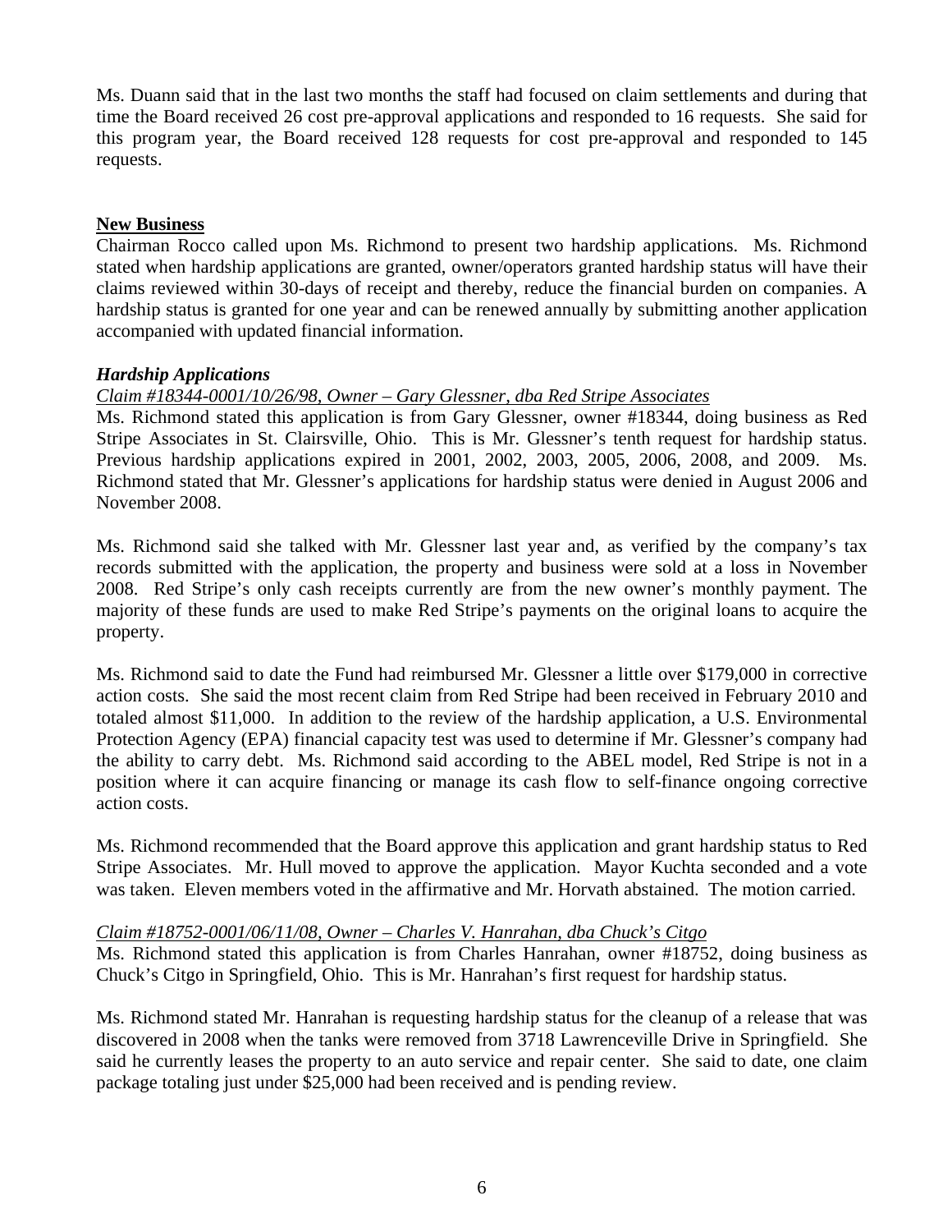Ms. Duann said that in the last two months the staff had focused on claim settlements and during that time the Board received 26 cost pre-approval applications and responded to 16 requests. She said for this program year, the Board received 128 requests for cost pre-approval and responded to 145 requests.

## New Business

Chairman Rocco called upon Ms. Richmond to present two hardship applications. Ms. Richmond stated when hardship applications are granted, owner/operators granted hardship status will have their claims reviewed within 30-days of receipt and thereby, reduce the financial burden on companies. A hardship status is granted for one year and can be renewed annually by submitting another application accompanied with updated financial information.

### *Hardship Applications*

*Claim #18344-0001/10/26/98, Owner – Gary Glessner, dba Red Stripe Associates*

Ms. Richmond stated this application is from Gary Glessner, owner #18344, doing business as Red Stripe Associates in St. Clairsville, Ohio. This is Mr. Glessner's tenth request for hardship status. Previous hardship applications expired in 2001, 2002, 2003, 2005, 2006, 2008, and 2009. Ms. Richmond stated that Mr. Glessner's applications for hardship status were denied in August 2006 and November 2008.

Ms. Richmond said she talked with Mr. Glessner last year and, as verified by the company's tax records submitted with the application, the property and business were sold at a loss in November 2008. Red Stripe's only cash receipts currently are from the new owner's monthly payment. The majority of these funds are used to make Red Stripe's payments on the original loans to acquire the property.

Ms. Richmond said to date the Fund had reimbursed Mr. Glessner a little over $179,000 in corrective action costs. She said the most recent claim from Red Stripe had been received in February 2010 and totaled almost $11,000. In addition to the review of the hardship application, a U.S. Environmental Protection Agency (EPA) financial capacity test was used to determine if Mr. Glessner's company had the ability to carry debt. Ms. Richmond said according to the ABEL model, Red Stripe is not in a position where it can acquire financing or manage its cash flow to self-finance ongoing corrective action costs.

Ms. Richmond recommended that the Board approve this application and grant hardship status to Red Stripe Associates. Mr. Hull moved to approve the application. Mayor Kuchta seconded and a vote was taken. Eleven members voted in the affirmative and Mr. Horvath abstained. The motion carried.

*Claim #18752-0001/06/11/08, Owner – Charles V. Hanrahan, dba Chuck's Citgo*

Ms. Richmond stated this application is from Charles Hanrahan, owner #18752, doing business as Chuck's Citgo in Springfield, Ohio. This is Mr. Hanrahan's first request for hardship status.

Ms. Richmond stated Mr. Hanrahan is requesting hardship status for the cleanup of a release that was discovered in 2008 when the tanks were removed from 3718 Lawrenceville Drive in Springfield. She said he currently leases the property to an auto service and repair center. She said to date, one claim package totaling just under $25,000 had been received and is pending review.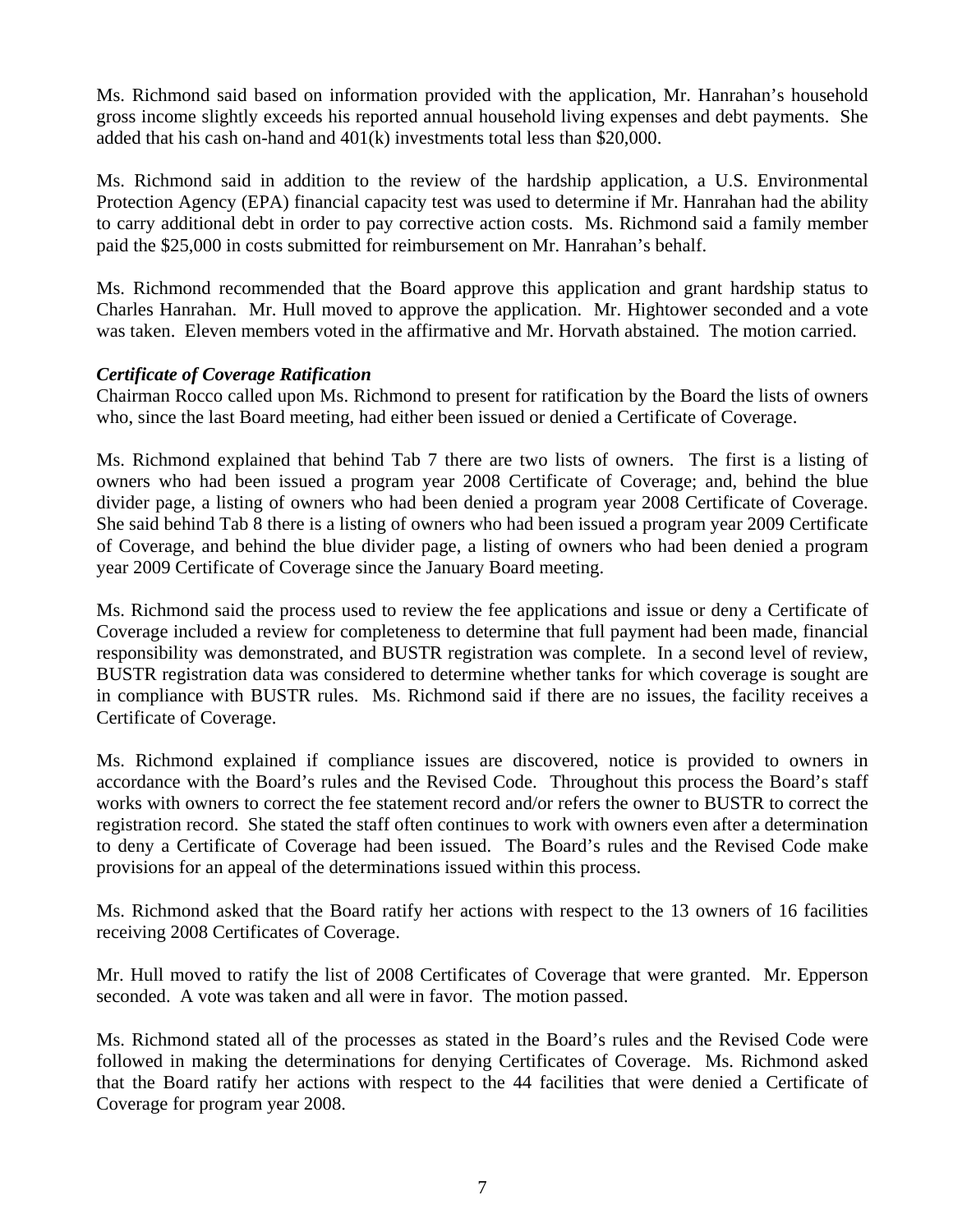Ms. Richmond said based on information provided with the application, Mr. Hanrahan's household gross income slightly exceeds his reported annual household living expenses and debt payments. She added that his cash on-hand and 401(k) investments total less than $20,000.

Ms. Richmond said in addition to the review of the hardship application, a U.S. Environmental Protection Agency (EPA) financial capacity test was used to determine if Mr. Hanrahan had the ability to carry additional debt in order to pay corrective action costs. Ms. Richmond said a family member paid the $25,000 in costs submitted for reimbursement on Mr. Hanrahan's behalf.

Ms. Richmond recommended that the Board approve this application and grant hardship status to Charles Hanrahan. Mr. Hull moved to approve the application. Mr. Hightower seconded and a vote was taken. Eleven members voted in the affirmative and Mr. Horvath abstained. The motion carried.

***Certificate of Coverage Ratification***

Chairman Rocco called upon Ms. Richmond to present for ratification by the Board the lists of owners who, since the last Board meeting, had either been issued or denied a Certificate of Coverage.

Ms. Richmond explained that behind Tab 7 there are two lists of owners. The first is a listing of owners who had been issued a program year 2008 Certificate of Coverage; and, behind the blue divider page, a listing of owners who had been denied a program year 2008 Certificate of Coverage. She said behind Tab 8 there is a listing of owners who had been issued a program year 2009 Certificate of Coverage, and behind the blue divider page, a listing of owners who had been denied a program year 2009 Certificate of Coverage since the January Board meeting.

Ms. Richmond said the process used to review the fee applications and issue or deny a Certificate of Coverage included a review for completeness to determine that full payment had been made, financial responsibility was demonstrated, and BUSTR registration was complete. In a second level of review, BUSTR registration data was considered to determine whether tanks for which coverage is sought are in compliance with BUSTR rules. Ms. Richmond said if there are no issues, the facility receives a Certificate of Coverage.

Ms. Richmond explained if compliance issues are discovered, notice is provided to owners in accordance with the Board's rules and the Revised Code. Throughout this process the Board's staff works with owners to correct the fee statement record and/or refers the owner to BUSTR to correct the registration record. She stated the staff often continues to work with owners even after a determination to deny a Certificate of Coverage had been issued. The Board's rules and the Revised Code make provisions for an appeal of the determinations issued within this process.

Ms. Richmond asked that the Board ratify her actions with respect to the 13 owners of 16 facilities receiving 2008 Certificates of Coverage.

Mr. Hull moved to ratify the list of 2008 Certificates of Coverage that were granted. Mr. Epperson seconded. A vote was taken and all were in favor. The motion passed.

Ms. Richmond stated all of the processes as stated in the Board's rules and the Revised Code were followed in making the determinations for denying Certificates of Coverage. Ms. Richmond asked that the Board ratify her actions with respect to the 44 facilities that were denied a Certificate of Coverage for program year 2008.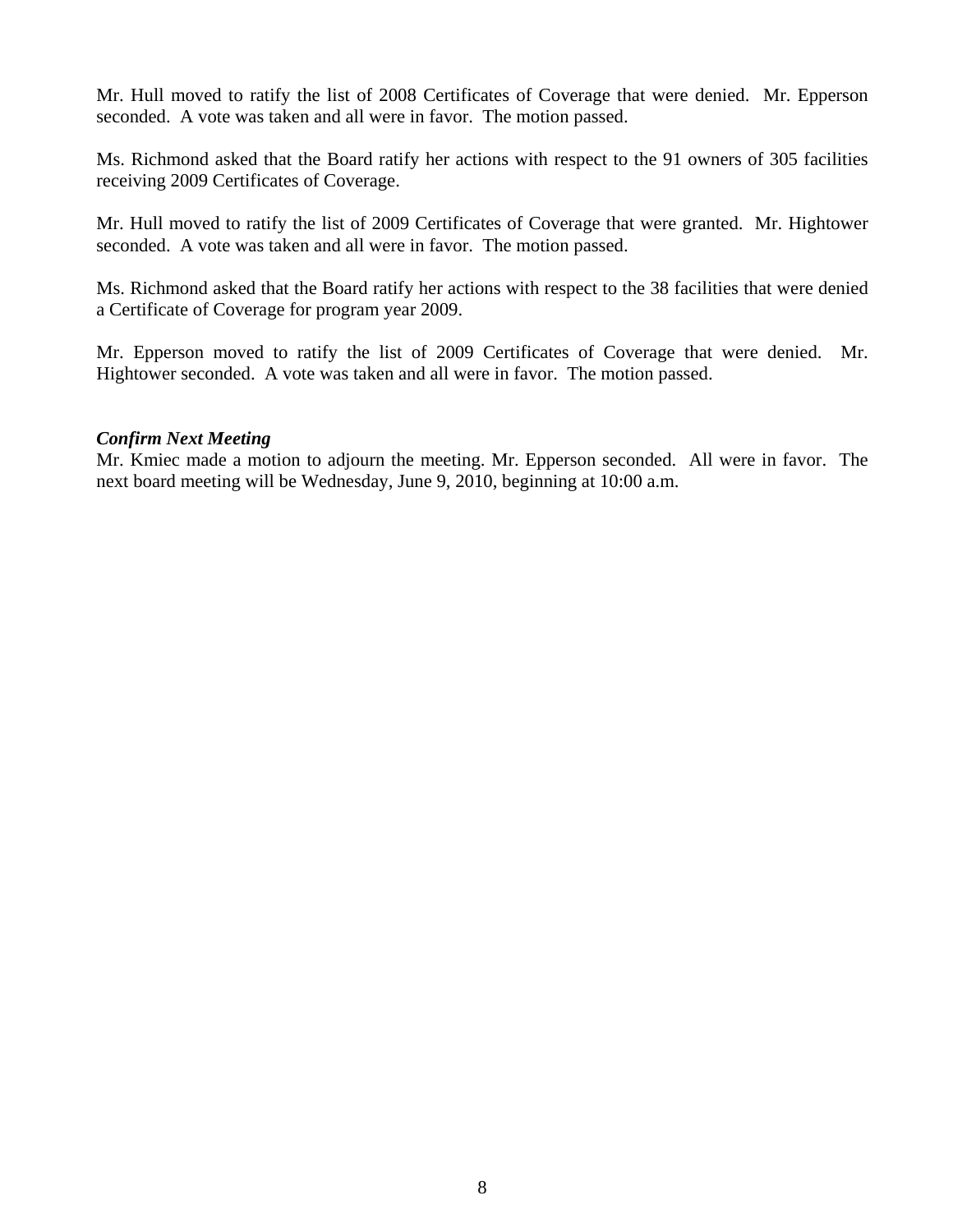Mr. Hull moved to ratify the list of 2008 Certificates of Coverage that were denied. Mr. Epperson seconded. A vote was taken and all were in favor. The motion passed.

Ms. Richmond asked that the Board ratify her actions with respect to the 91 owners of 305 facilities receiving 2009 Certificates of Coverage.

Mr. Hull moved to ratify the list of 2009 Certificates of Coverage that were granted. Mr. Hightower seconded. A vote was taken and all were in favor. The motion passed.

Ms. Richmond asked that the Board ratify her actions with respect to the 38 facilities that were denied a Certificate of Coverage for program year 2009.

Mr. Epperson moved to ratify the list of 2009 Certificates of Coverage that were denied. Mr. Hightower seconded. A vote was taken and all were in favor. The motion passed.

***Confirm Next Meeting***

Mr. Kmiec made a motion to adjourn the meeting. Mr. Epperson seconded. All were in favor. The next board meeting will be Wednesday, June 9, 2010, beginning at 10:00 a.m.